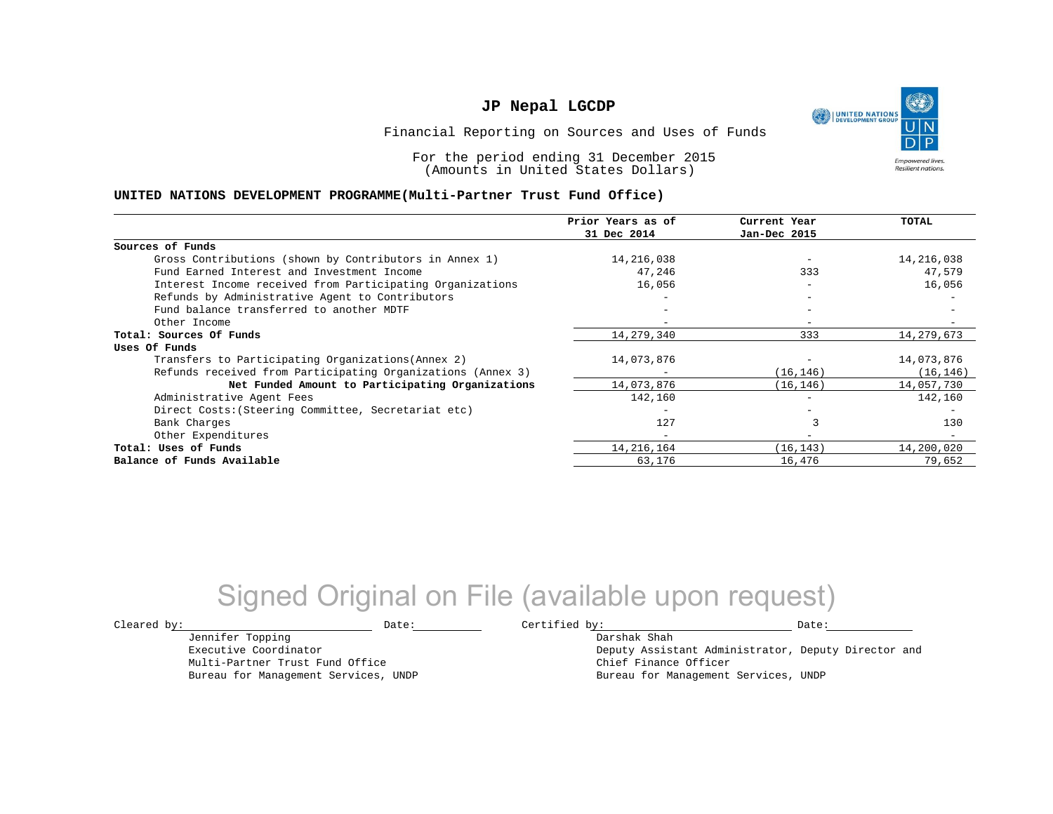# JP Nepal LGCDP

Financial Reporting on Sources and Uses of Funds

For the period ending 31 December 2015
(Amounts in United States Dollars)

**UNITED NATIONS DEVELOPMENT PROGRAMME(Multi-Partner Trust Fund Office)**

| | Prior Years as of 31 Dec 2014 | Current Year Jan-Dec 2015 | TOTAL |
|---|---|---|---|
| **Sources of Funds** | | | |
| Gross Contributions (shown by Contributors in Annex 1) | 14,216,038 | - | 14,216,038 |
| Fund Earned Interest and Investment Income | 47,246 | 333 | 47,579 |
| Interest Income received from Participating Organizations | 16,056 | - | 16,056 |
| Refunds by Administrative Agent to Contributors | - | - | - |
| Fund balance transferred to another MDTF | - | - | - |
| Other Income | - | - | - |
| **Total: Sources Of Funds** | 14,279,340 | 333 | 14,279,673 |
| **Uses Of Funds** | | | |
| Transfers to Participating Organizations(Annex 2) | 14,073,876 | - | 14,073,876 |
| Refunds received from Participating Organizations (Annex 3) | - | (16,146) | (16,146) |
| **Net Funded Amount to Participating Organizations** | 14,073,876 | (16,146) | 14,057,730 |
| Administrative Agent Fees | 142,160 | - | 142,160 |
| Direct Costs:(Steering Committee, Secretariat etc) | - | - | - |
| Bank Charges | 127 | 3 | 130 |
| Other Expenditures | - | - | - |
| **Total: Uses of Funds** | 14,216,164 | (16,143) | 14,200,020 |
| **Balance of Funds Available** | 63,176 | 16,476 | 79,652 |

Signed Original on File (available upon request)

Cleared by: \_\_\_\_\_\_\_\_\_\_ Date: \_\_\_\_\_\_
Jennifer Topping
Executive Coordinator
Multi-Partner Trust Fund Office
Bureau for Management Services, UNDP

Certified by: \_\_\_\_\_\_\_\_\_\_ Date: \_\_\_\_\_\_
Darshak Shah
Deputy Assistant Administrator, Deputy Director and
Chief Finance Officer
Bureau for Management Services, UNDP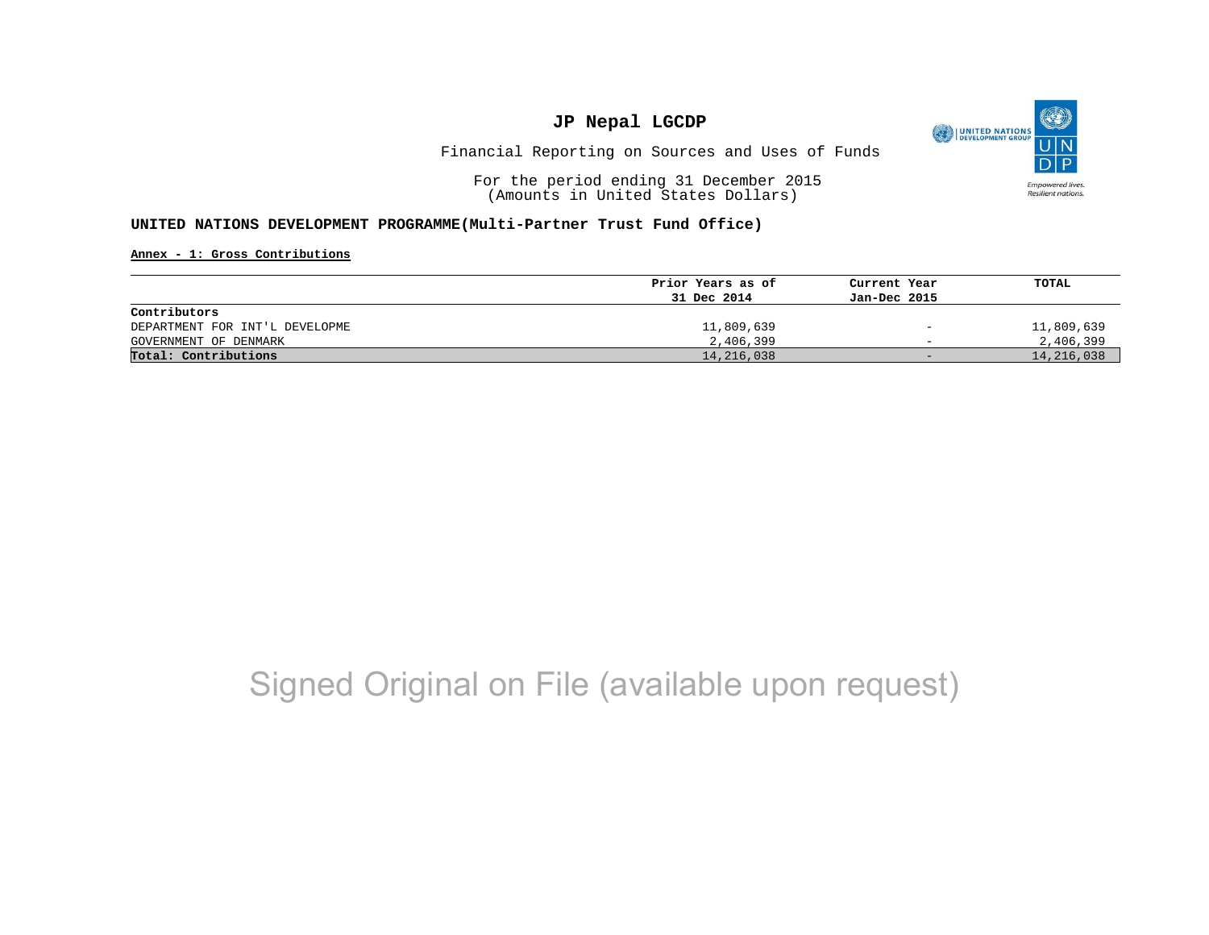# JP Nepal LGCDP

Financial Reporting on Sources and Uses of Funds

For the period ending 31 December 2015
(Amounts in United States Dollars)

**UNITED NATIONS DEVELOPMENT PROGRAMME(Multi-Partner Trust Fund Office)**

**Annex - 1: Gross Contributions**

| | Prior Years as of 31 Dec 2014 | Current Year Jan-Dec 2015 | TOTAL |
|---|---|---|---|
| **Contributors** | | | |
| DEPARTMENT FOR INT'L DEVELOPME | 11,809,639 | - | 11,809,639 |
| GOVERNMENT OF DENMARK | 2,406,399 | - | 2,406,399 |
| **Total: Contributions** | 14,216,038 | - | 14,216,038 |

Signed Original on File (available upon request)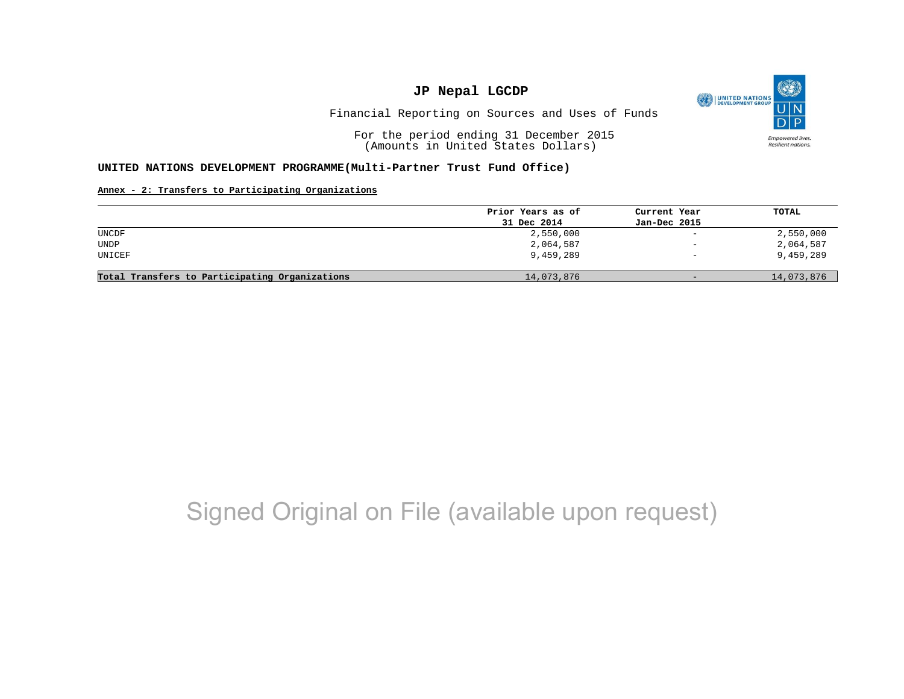# JP Nepal LGCDP

Financial Reporting on Sources and Uses of Funds

For the period ending 31 December 2015
(Amounts in United States Dollars)

**UNITED NATIONS DEVELOPMENT PROGRAMME(Multi-Partner Trust Fund Office)**

**Annex - 2: Transfers to Participating Organizations**

| | Prior Years as of 31 Dec 2014 | Current Year Jan-Dec 2015 | TOTAL |
|---|---|---|---|
| UNCDF | 2,550,000 | - | 2,550,000 |
| UNDP | 2,064,587 | - | 2,064,587 |
| UNICEF | 9,459,289 | - | 9,459,289 |
| **Total Transfers to Participating Organizations** | 14,073,876 | - | 14,073,876 |

Signed Original on File (available upon request)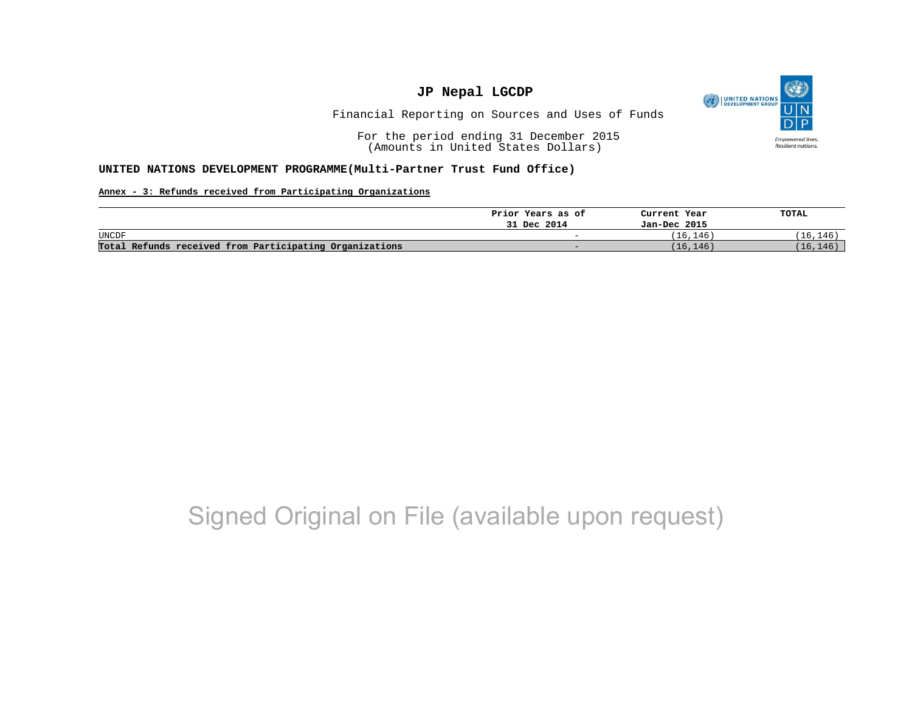# JP Nepal LGCDP

Financial Reporting on Sources and Uses of Funds

For the period ending 31 December 2015
(Amounts in United States Dollars)

**UNITED NATIONS DEVELOPMENT PROGRAMME(Multi-Partner Trust Fund Office)**

**Annex - 3: Refunds received from Participating Organizations**

| | Prior Years as of 31 Dec 2014 | Current Year Jan-Dec 2015 | TOTAL |
|---|---|---|---|
| UNCDF | - | (16,146) | (16,146) |
| **Total Refunds received from Participating Organizations** | - | (16,146) | (16,146) |

Signed Original on File (available upon request)